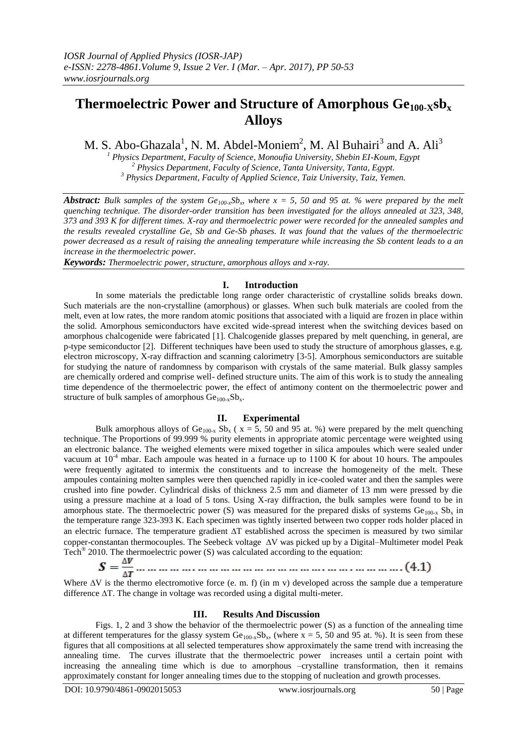# Thermoelectric Power and Structure of Amorphous $Ge_{100-X}sb_x$ Alloys

M. S. Abo-Ghazala[1], N. M. Abdel-Moniem[2], M. Al Buhairi[3] and A. Ali[3]

[1] *Physics Department, Faculty of Science, Monoufia University, Shebin EI-Koum, Egypt*
[2] *Physics Department, Faculty of Science, Tanta University, Tanta, Egypt.*
[3] *Physics Department, Faculty of Applied Science, Taiz University, Taiz, Yemen.*

***Abstract:*** *Bulk samples of the system $Ge_{100-x}Sb_x$, where x = 5, 50 and 95 at. % were prepared by the melt quenching technique. The disorder-order transition has been investigated for the alloys annealed at 323, 348, 373 and 393 K for different times. X-ray and thermoelectric power were recorded for the annealed samples and the results revealed crystalline Ge, Sb and Ge-Sb phases. It was found that the values of the thermoelectric power decreased as a result of raising the annealing temperature while increasing the Sb content leads to a an increase in the thermoelectric power.*

***Keywords:*** *Thermoelectric power, structure, amorphous alloys and x-ray.*

## I. Introduction

In some materials the predictable long range order characteristic of crystalline solids breaks down. Such materials are the non-crystalline (amorphous) or glasses. When such bulk materials are cooled from the melt, even at low rates, the more random atomic positions that associated with a liquid are frozen in place within the solid. Amorphous semiconductors have excited wide-spread interest when the switching devices based on amorphous chalcogenide were fabricated [1]. Chalcogenide glasses prepared by melt quenching, in general, are p-type semiconductor [2]. Different techniques have been used to study the structure of amorphous glasses, e.g. electron microscopy, X-ray diffraction and scanning calorimetry [3-5]. Amorphous semiconductors are suitable for studying the nature of randomness by comparison with crystals of the same material. Bulk glassy samples are chemically ordered and comprise well- defined structure units. The aim of this work is to study the annealing time dependence of the thermoelectric power, the effect of antimony content on the thermoelectric power and structure of bulk samples of amorphous $Ge_{100-x}Sb_x$.

## II. Experimental

Bulk amorphous alloys of $Ge_{100-x}$ $Sb_x$ ( x = 5, 50 and 95 at. %) were prepared by the melt quenching technique. The Proportions of 99.999 % purity elements in appropriate atomic percentage were weighted using an electronic balance. The weighed elements were mixed together in silica ampoules which were sealed under vacuum at $10^{-4}$ mbar. Each ampoule was heated in a furnace up to 1100 K for about 10 hours. The ampoules were frequently agitated to intermix the constituents and to increase the homogeneity of the melt. These ampoules containing molten samples were then quenched rapidly in ice-cooled water and then the samples were crushed into fine powder. Cylindrical disks of thickness 2.5 mm and diameter of 13 mm were pressed by die using a pressure machine at a load of 5 tons. Using X-ray diffraction, the bulk samples were found to be in amorphous state. The thermoelectric power (S) was measured for the prepared disks of systems $Ge_{100-x}$ $Sb_x$ in the temperature range 323-393 K. Each specimen was tightly inserted between two copper rods holder placed in an electric furnace. The temperature gradient $\Delta T$ established across the specimen is measured by two similar copper-constantan thermocouples. The Seebeck voltage $\Delta V$ was picked up by a Digital–Multimeter model Peak Tech® 2010. The thermoelectric power (S) was calculated according to the equation:

$$S = \frac{\Delta V}{\Delta T} \qquad (4.1)$$

Where $\Delta V$ is the thermo electromotive force (e. m. f) (in m v) developed across the sample due a temperature difference $\Delta T$. The change in voltage was recorded using a digital multi-meter.

## III. Results And Discussion

Figs. 1, 2 and 3 show the behavior of the thermoelectric power (S) as a function of the annealing time at different temperatures for the glassy system $Ge_{100-x}Sb_x$, (where x = 5, 50 and 95 at. %). It is seen from these figures that all compositions at all selected temperatures show approximately the same trend with increasing the annealing time. The curves illustrate that the thermoelectric power increases until a certain point with increasing the annealing time which is due to amorphous –crystalline transformation, then it remains approximately constant for longer annealing times due to the stopping of nucleation and growth processes.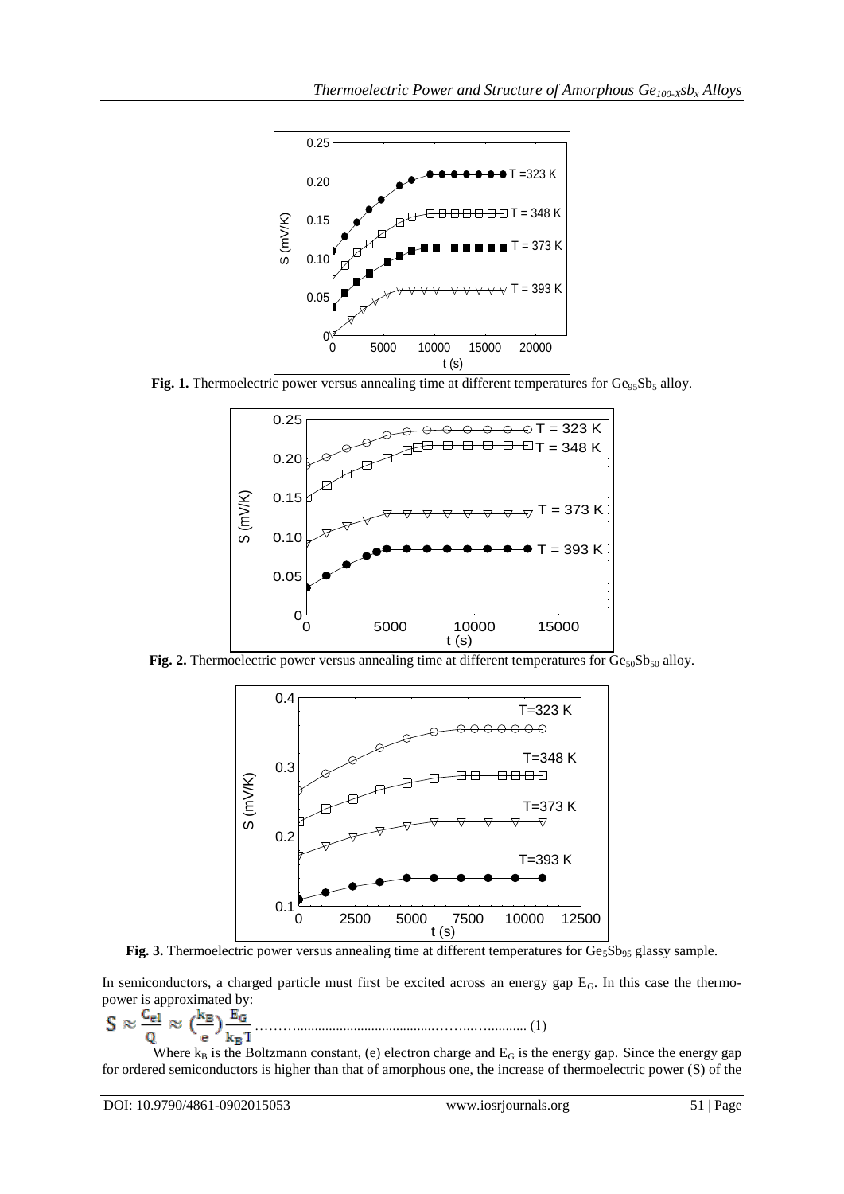Fig. 1. Thermoelectric power versus annealing time at different temperatures for $Ge_{95}Sb_5$ alloy.

Fig. 2. Thermoelectric power versus annealing time at different temperatures for $Ge_{50}Sb_{50}$ alloy.

Fig. 3. Thermoelectric power versus annealing time at different temperatures for $Ge_5Sb_{95}$ glassy sample.

In semiconductors, a charged particle must first be excited across an energy gap $E_G$. In this case the thermo-power is approximated by:

$$S \approx \frac{C_{el}}{Q} \approx \left(\frac{k_B}{e}\right)\frac{E_G}{k_B T} \quad (1)$$

Where $k_B$ is the Boltzmann constant, (e) electron charge and $E_G$ is the energy gap. Since the energy gap for ordered semiconductors is higher than that of amorphous one, the increase of thermoelectric power (S) of the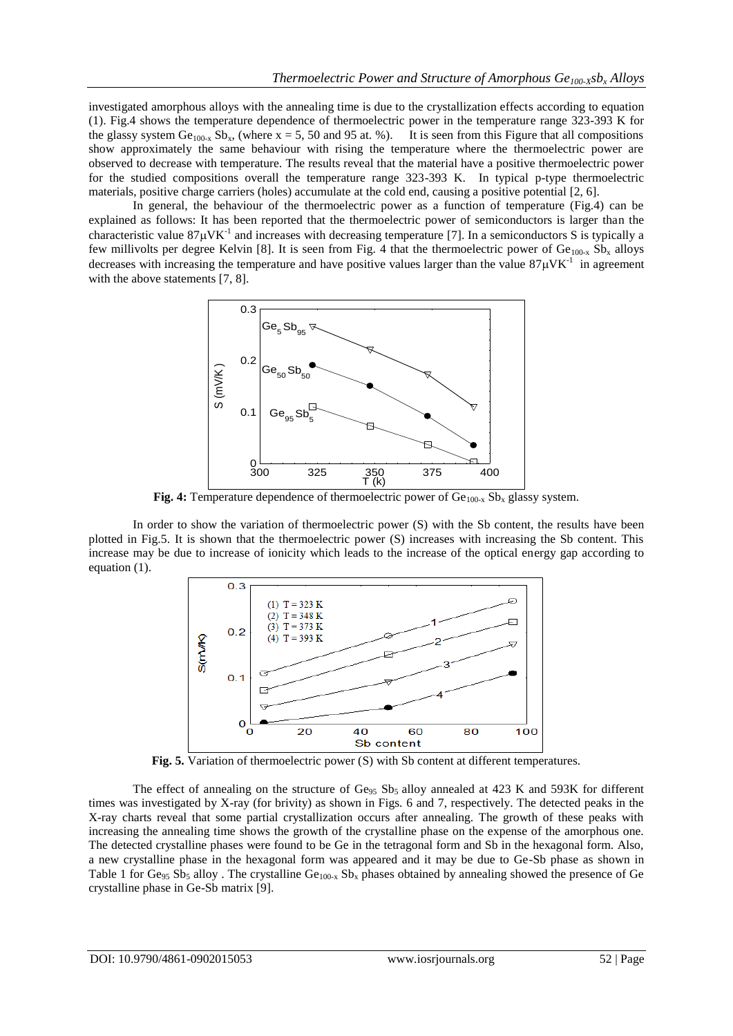investigated amorphous alloys with the annealing time is due to the crystallization effects according to equation (1). Fig.4 shows the temperature dependence of thermoelectric power in the temperature range 323-393 K for the glassy system $Ge_{100-x}Sb_x$, (where x = 5, 50 and 95 at. %). It is seen from this Figure that all compositions show approximately the same behaviour with rising the temperature where the thermoelectric power are observed to decrease with temperature. The results reveal that the material have a positive thermoelectric power for the studied compositions overall the temperature range 323-393 K. In typical p-type thermoelectric materials, positive charge carriers (holes) accumulate at the cold end, causing a positive potential [2, 6].

In general, the behaviour of the thermoelectric power as a function of temperature (Fig.4) can be explained as follows: It has been reported that the thermoelectric power of semiconductors is larger than the characteristic value $87\mu VK^{-1}$ and increases with decreasing temperature [7]. In a semiconductors S is typically a few millivolts per degree Kelvin [8]. It is seen from Fig. 4 that the thermoelectric power of $Ge_{100-x}Sb_x$ alloys decreases with increasing the temperature and have positive values larger than the value $87\mu VK^{-1}$ in agreement with the above statements [7, 8].

**Fig. 4:** Temperature dependence of thermoelectric power of $Ge_{100-x}Sb_x$ glassy system.

In order to show the variation of thermoelectric power (S) with the Sb content, the results have been plotted in Fig.5. It is shown that the thermoelectric power (S) increases with increasing the Sb content. This increase may be due to increase of ionicity which leads to the increase of the optical energy gap according to equation (1).

**Fig. 5.** Variation of thermoelectric power (S) with Sb content at different temperatures.

The effect of annealing on the structure of $Ge_{95}Sb_5$ alloy annealed at 423 K and 593K for different times was investigated by X-ray (for brivity) as shown in Figs. 6 and 7, respectively. The detected peaks in the X-ray charts reveal that some partial crystallization occurs after annealing. The growth of these peaks with increasing the annealing time shows the growth of the crystalline phase on the expense of the amorphous one. The detected crystalline phases were found to be Ge in the tetragonal form and Sb in the hexagonal form. Also, a new crystalline phase in the hexagonal form was appeared and it may be due to Ge-Sb phase as shown in Table 1 for $Ge_{95}Sb_5$ alloy . The crystalline $Ge_{100-x}Sb_x$ phases obtained by annealing showed the presence of Ge crystalline phase in Ge-Sb matrix [9].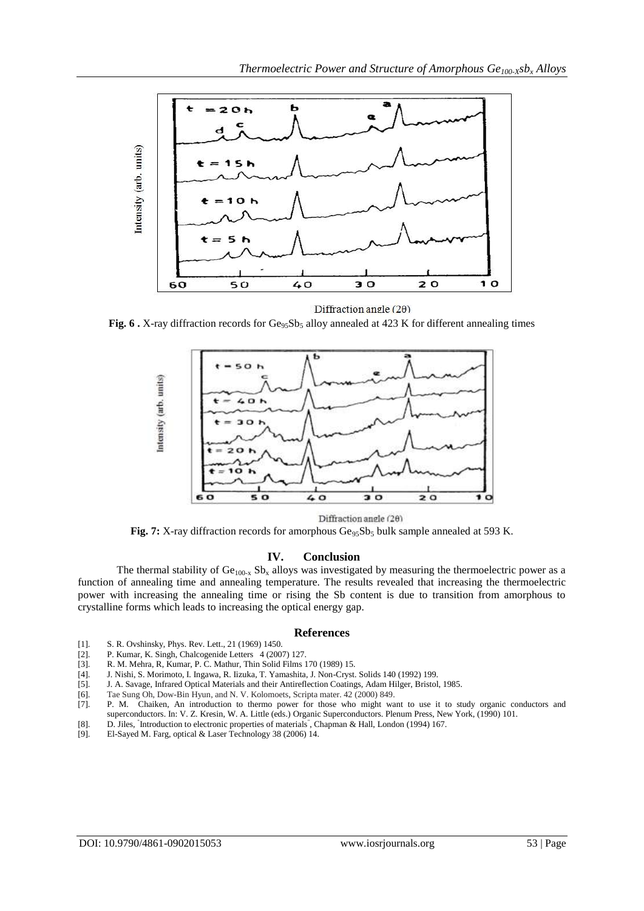t = 20 h

t = 15 h

t = 10 h

t = 5 h

a b c d e

Intensity (arb. units)

60 50 40 30 20 10

Diffraction angle (2θ)

**Fig. 6 .** X-ray diffraction records for $Ge_{95}Sb_5$ alloy annealed at 423 K for different annealing times

t = 50 h

t = 40 h

t = 30 h

t = 20 h

t = 10 h

a b c e

Intensity (arb. units)

60 50 40 30 20 10

Diffraction angle (2θ)

**Fig. 7:** X-ray diffraction records for amorphous $Ge_{95}Sb_5$ bulk sample annealed at 593 K.

## IV. Conclusion

The thermal stability of $Ge_{100-x}$ $Sb_x$ alloys was investigated by measuring the thermoelectric power as a function of annealing time and annealing temperature. The results revealed that increasing the thermoelectric power with increasing the annealing time or rising the Sb content is due to transition from amorphous to crystalline forms which leads to increasing the optical energy gap.

## References

[1]. S. R. Ovshinsky, Phys. Rev. Lett., 21 (1969) 1450.
[2]. P. Kumar, K. Singh, Chalcogenide Letters 4 (2007) 127.
[3]. R. M. Mehra, R, Kumar, P. C. Mathur, Thin Solid Films 170 (1989) 15.
[4]. J. Nishi, S. Morimoto, I. Ingawa, R. Iizuka, T. Yamashita, J. Non-Cryst. Solids 140 (1992) 199.
[5]. J. A. Savage, Infrared Optical Materials and their Antireflection Coatings, Adam Hilger, Bristol, 1985.
[6]. Tae Sung Oh, Dow-Bin Hyun, and N. V. Kolomoets, Scripta mater. 42 (2000) 849.
[7]. P. M. Chaiken, An introduction to thermo power for those who might want to use it to study organic conductors and superconductors. In: V. Z. Kresin, W. A. Little (eds.) Organic Superconductors. Plenum Press, New York, (1990) 101.
[8]. D. Jiles, "Introduction to electronic properties of materials", Chapman & Hall, London (1994) 167.
[9]. El-Sayed M. Farg, optical & Laser Technology 38 (2006) 14.